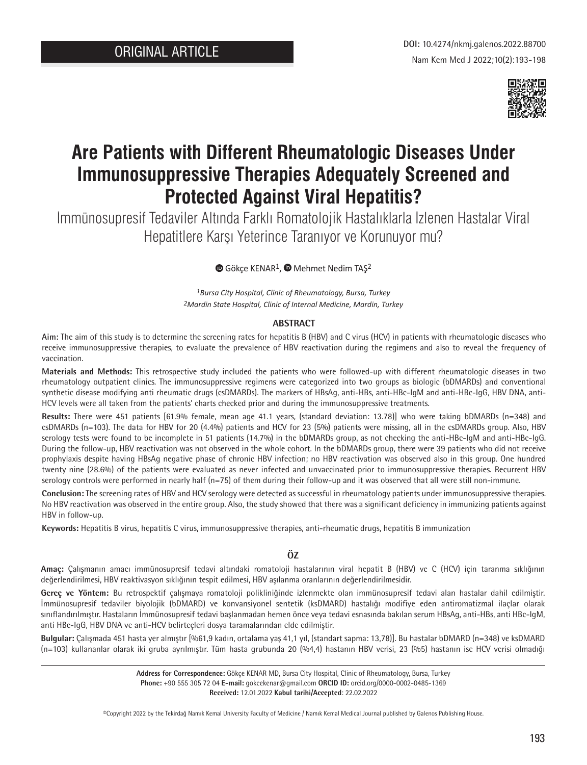ORIGINAL ARTICLE

DOI: 10.4274/nkmj.galenos.2022.88700

# Are Patients with Different Rheumatologic Diseases Under Immunosuppressive Therapies Adequately Screened and Protected Against Viral Hepatitis?

## İmmünosupresif Tedaviler Altında Farklı Romatolojik Hastalıklarla İzlenen Hastalar Viral Hepatitlere Karşı Yeterince Taranıyor ve Korunuyor mu?

Gökçe KENAR[1], Mehmet Nedim TAŞ[2]

[1]*Bursa City Hospital, Clinic of Rheumatology, Bursa, Turkey*
[2]*Mardin State Hospital, Clinic of Internal Medicine, Mardin, Turkey*

### ABSTRACT

**Aim:** The aim of this study is to determine the screening rates for hepatitis B (HBV) and C virus (HCV) in patients with rheumatologic diseases who receive immunosuppressive therapies, to evaluate the prevalence of HBV reactivation during the regimens and also to reveal the frequency of vaccination.

**Materials and Methods:** This retrospective study included the patients who were followed-up with different rheumatologic diseases in two rheumatology outpatient clinics. The immunosuppressive regimens were categorized into two groups as biologic (bDMARDs) and conventional synthetic disease modifying anti rheumatic drugs (csDMARDs). The markers of HBsAg, anti-HBs, anti-HBc-IgM and anti-HBc-IgG, HBV DNA, anti-HCV levels were all taken from the patients' charts checked prior and during the immunosuppressive treatments.

**Results:** There were 451 patients [61.9% female, mean age 41.1 years, (standard deviation: 13.78)] who were taking bDMARDs (n=348) and csDMARDs (n=103). The data for HBV for 20 (4.4%) patients and HCV for 23 (5%) patients were missing, all in the csDMARDs group. Also, HBV serology tests were found to be incomplete in 51 patients (14.7%) in the bDMARDs group, as not checking the anti-HBc-IgM and anti-HBc-IgG. During the follow-up, HBV reactivation was not observed in the whole cohort. In the bDMARDs group, there were 39 patients who did not receive prophylaxis despite having HBsAg negative phase of chronic HBV infection; no HBV reactivation was observed also in this group. One hundred twenty nine (28.6%) of the patients were evaluated as never infected and unvaccinated prior to immunosuppressive therapies. Recurrent HBV serology controls were performed in nearly half (n=75) of them during their follow-up and it was observed that all were still non-immune.

**Conclusion:** The screening rates of HBV and HCV serology were detected as successful in rheumatology patients under immunosuppressive therapies. No HBV reactivation was observed in the entire group. Also, the study showed that there was a significant deficiency in immunizing patients against HBV in follow-up.

**Keywords:** Hepatitis B virus, hepatitis C virus, immunosuppressive therapies, anti-rheumatic drugs, hepatitis B immunization

### ÖZ

**Amaç:** Çalışmanın amacı immünosupresif tedavi altındaki romatoloji hastalarının viral hepatit B (HBV) ve C (HCV) için taranma sıklığının değerlendirilmesi, HBV reaktivasyon sıklığının tespit edilmesi, HBV aşılanma oranlarının değerlendirilmesidir.

**Gereç ve Yöntem:** Bu retrospektif çalışmaya romatoloji polikliniğinde izlenmekte olan immünosupresif tedavi alan hastalar dahil edilmiştir. İmmünosupresif tedaviler biyolojik (bDMARD) ve konvansiyonel sentetik (ksDMARD) hastalığı modifiye eden antiromatizmal ilaçlar olarak sınıflandırılmıştır. Hastaların İmmünosupresif tedavi başlanmadan hemen önce veya tedavi esnasında bakılan serum HBsAg, anti-HBs, anti HBc-IgM, anti HBc-IgG, HBV DNA ve anti-HCV belirteçleri dosya taramalarından elde edilmiştir.

**Bulgular:** Çalışmada 451 hasta yer almıştır [%61,9 kadın, ortalama yaş 41,1 yıl, (standart sapma: 13,78)]. Bu hastalar bDMARD (n=348) ve ksDMARD (n=103) kullananlar olarak iki gruba ayrılmıştır. Tüm hasta grubunda 20 (%4,4) hastanın HBV verisi, 23 (%5) hastanın ise HCV verisi olmadığı

**Address for Correspondence:** Gökçe KENAR MD, Bursa City Hospital, Clinic of Rheumatology, Bursa, Turkey
**Phone:** +90 555 305 72 04 **E-mail:** gokcekenar@gmail.com **ORCID ID:** orcid.org/0000-0002-0485-1369
**Received:** 12.01.2022 **Kabul tarihi/Accepted**: 22.02.2022

©Copyright 2022 by the Tekirdağ Namık Kemal University Faculty of Medicine / Namık Kemal Medical Journal published by Galenos Publishing House.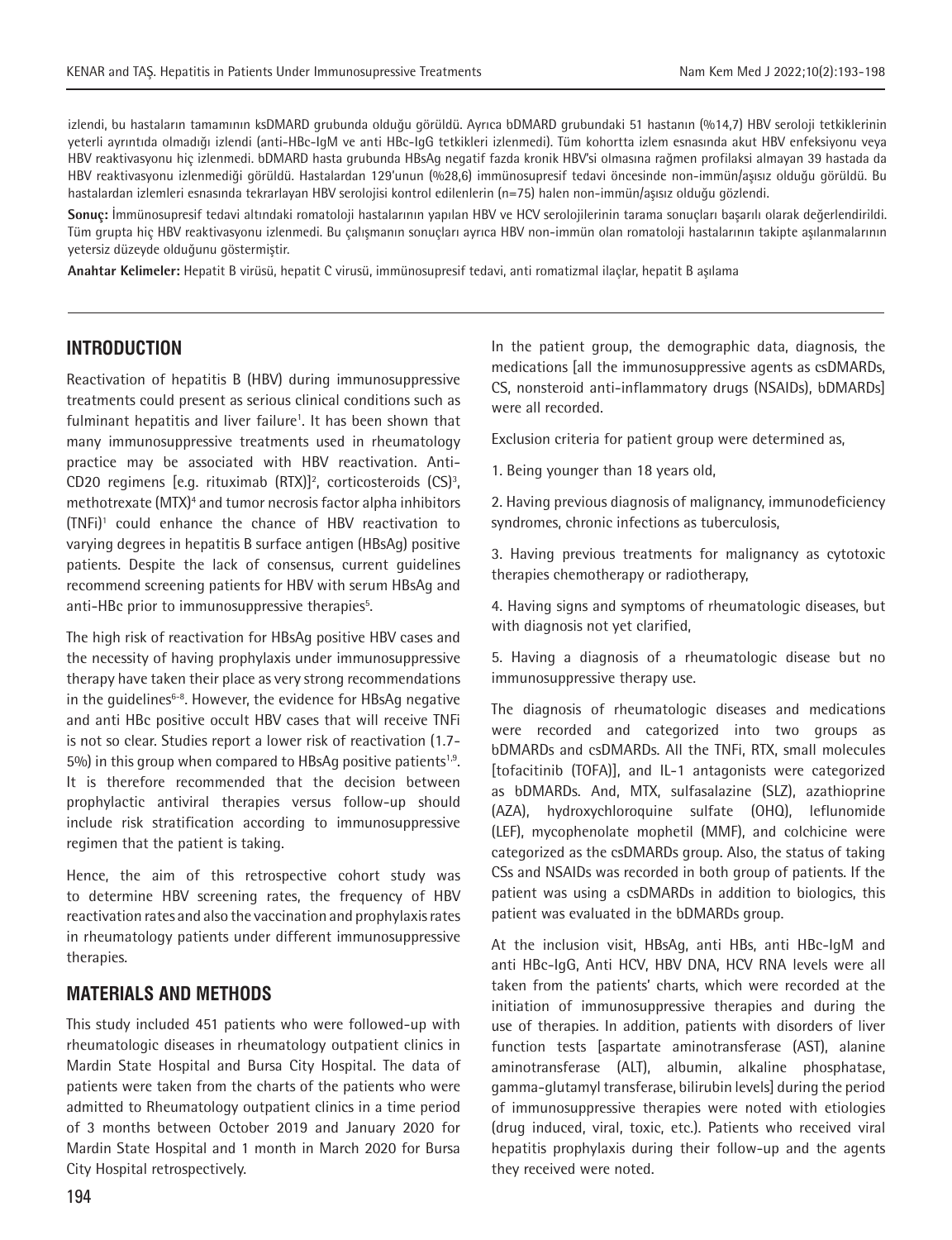izlendi, bu hastaların tamamının ksDMARD grubunda olduğu görüldü. Ayrıca bDMARD grubundaki 51 hastanın (%14,7) HBV seroloji tetkiklerinin yeterli ayrıntıda olmadığı izlendi (anti-HBc-IgM ve anti HBc-IgG tetkikleri izlenmedi). Tüm kohortta izlem esnasında akut HBV enfeksiyonu veya HBV reaktivasyonu hiç izlenmedi. bDMARD hasta grubunda HBsAg negatif fazda kronik HBV'si olmasına rağmen profilaksi almayan 39 hastada da HBV reaktivasyonu izlenmediği görüldü. Hastalardan 129'unun (%28,6) immünosupresif tedavi öncesinde non-immün/aşısız olduğu görüldü. Bu hastalardan izlemleri esnasında tekrarlayan HBV serolojisi kontrol edilenlerin (n=75) halen non-immün/aşısız olduğu gözlendi.

**Sonuç:** İmmünosupresif tedavi altındaki romatoloji hastalarının yapılan HBV ve HCV serolojilerinin tarama sonuçları başarılı olarak değerlendirildi. Tüm grupta hiç HBV reaktivasyonu izlenmedi. Bu çalışmanın sonuçları ayrıca HBV non-immün olan romatoloji hastalarının takipte aşılanmalarının yetersiz düzeyde olduğunu göstermiştir.

**Anahtar Kelimeler:** Hepatit B virüsü, hepatit C virusü, immünosupresif tedavi, anti romatizmal ilaçlar, hepatit B aşılama

## INTRODUCTION

Reactivation of hepatitis B (HBV) during immunosuppressive treatments could present as serious clinical conditions such as fulminant hepatitis and liver failure[1]. It has been shown that many immunosuppressive treatments used in rheumatology practice may be associated with HBV reactivation. Anti-CD20 regimens [e.g. rituximab (RTX)][2], corticosteroids (CS)[3], methotrexate (MTX)[4] and tumor necrosis factor alpha inhibitors (TNFi)[1] could enhance the chance of HBV reactivation to varying degrees in hepatitis B surface antigen (HBsAg) positive patients. Despite the lack of consensus, current guidelines recommend screening patients for HBV with serum HBsAg and anti-HBc prior to immunosuppressive therapies[5].

The high risk of reactivation for HBsAg positive HBV cases and the necessity of having prophylaxis under immunosuppressive therapy have taken their place as very strong recommendations in the guidelines[6-8]. However, the evidence for HBsAg negative and anti HBc positive occult HBV cases that will receive TNFi is not so clear. Studies report a lower risk of reactivation (1.7-5%) in this group when compared to HBsAg positive patients[1,9]. It is therefore recommended that the decision between prophylactic antiviral therapies versus follow-up should include risk stratification according to immunosuppressive regimen that the patient is taking.

Hence, the aim of this retrospective cohort study was to determine HBV screening rates, the frequency of HBV reactivation rates and also the vaccination and prophylaxis rates in rheumatology patients under different immunosuppressive therapies.

## MATERIALS AND METHODS

This study included 451 patients who were followed-up with rheumatologic diseases in rheumatology outpatient clinics in Mardin State Hospital and Bursa City Hospital. The data of patients were taken from the charts of the patients who were admitted to Rheumatology outpatient clinics in a time period of 3 months between October 2019 and January 2020 for Mardin State Hospital and 1 month in March 2020 for Bursa City Hospital retrospectively.

In the patient group, the demographic data, diagnosis, the medications [all the immunosuppressive agents as csDMARDs, CS, nonsteroid anti-inflammatory drugs (NSAIDs), bDMARDs] were all recorded.

Exclusion criteria for patient group were determined as,

1. Being younger than 18 years old,

2. Having previous diagnosis of malignancy, immunodeficiency syndromes, chronic infections as tuberculosis,

3. Having previous treatments for malignancy as cytotoxic therapies chemotherapy or radiotherapy,

4. Having signs and symptoms of rheumatologic diseases, but with diagnosis not yet clarified,

5. Having a diagnosis of a rheumatologic disease but no immunosuppressive therapy use.

The diagnosis of rheumatologic diseases and medications were recorded and categorized into two groups as bDMARDs and csDMARDs. All the TNFi, RTX, small molecules [tofacitinib (TOFA)], and IL-1 antagonists were categorized as bDMARDs. And, MTX, sulfasalazine (SLZ), azathioprine (AZA), hydroxychloroquine sulfate (OHQ), leflunomide (LEF), mycophenolate mophetil (MMF), and colchicine were categorized as the csDMARDs group. Also, the status of taking CSs and NSAIDs was recorded in both group of patients. If the patient was using a csDMARDs in addition to biologics, this patient was evaluated in the bDMARDs group.

At the inclusion visit, HBsAg, anti HBs, anti HBc-IgM and anti HBc-IgG, Anti HCV, HBV DNA, HCV RNA levels were all taken from the patients' charts, which were recorded at the initiation of immunosuppressive therapies and during the use of therapies. In addition, patients with disorders of liver function tests [aspartate aminotransferase (AST), alanine aminotransferase (ALT), albumin, alkaline phosphatase, gamma-glutamyl transferase, bilirubin levels] during the period of immunosuppressive therapies were noted with etiologies (drug induced, viral, toxic, etc.). Patients who received viral hepatitis prophylaxis during their follow-up and the agents they received were noted.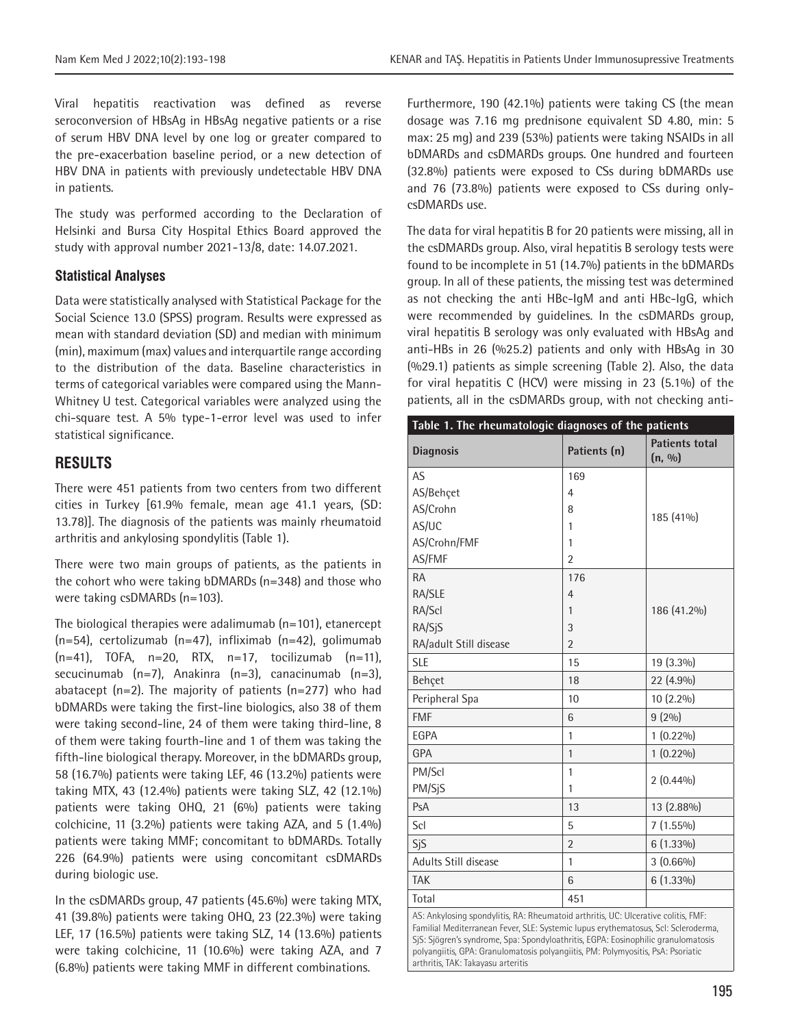Viral hepatitis reactivation was defined as reverse seroconversion of HBsAg in HBsAg negative patients or a rise of serum HBV DNA level by one log or greater compared to the pre-exacerbation baseline period, or a new detection of HBV DNA in patients with previously undetectable HBV DNA in patients.

The study was performed according to the Declaration of Helsinki and Bursa City Hospital Ethics Board approved the study with approval number 2021-13/8, date: 14.07.2021.

### Statistical Analyses

Data were statistically analysed with Statistical Package for the Social Science 13.0 (SPSS) program. Results were expressed as mean with standard deviation (SD) and median with minimum (min), maximum (max) values and interquartile range according to the distribution of the data. Baseline characteristics in terms of categorical variables were compared using the Mann-Whitney U test. Categorical variables were analyzed using the chi-square test. A 5% type-1-error level was used to infer statistical significance.

## RESULTS

There were 451 patients from two centers from two different cities in Turkey [61.9% female, mean age 41.1 years, (SD: 13.78)]. The diagnosis of the patients was mainly rheumatoid arthritis and ankylosing spondylitis (Table 1).

There were two main groups of patients, as the patients in the cohort who were taking bDMARDs (n=348) and those who were taking csDMARDs (n=103).

The biological therapies were adalimumab (n=101), etanercept (n=54), certolizumab (n=47), infliximab (n=42), golimumab (n=41), TOFA, n=20, RTX, n=17, tocilizumab (n=11), secucinumab (n=7), Anakinra (n=3), canacinumab (n=3), abatacept (n=2). The majority of patients (n=277) who had bDMARDs were taking the first-line biologics, also 38 of them were taking second-line, 24 of them were taking third-line, 8 of them were taking fourth-line and 1 of them was taking the fifth-line biological therapy. Moreover, in the bDMARDs group, 58 (16.7%) patients were taking LEF, 46 (13.2%) patients were taking MTX, 43 (12.4%) patients were taking SLZ, 42 (12.1%) patients were taking OHQ, 21 (6%) patients were taking colchicine, 11 (3.2%) patients were taking AZA, and 5 (1.4%) patients were taking MMF; concomitant to bDMARDs. Totally 226 (64.9%) patients were using concomitant csDMARDs during biologic use.

In the csDMARDs group, 47 patients (45.6%) were taking MTX, 41 (39.8%) patients were taking OHQ, 23 (22.3%) were taking LEF, 17 (16.5%) patients were taking SLZ, 14 (13.6%) patients were taking colchicine, 11 (10.6%) were taking AZA, and 7 (6.8%) patients were taking MMF in different combinations.

Furthermore, 190 (42.1%) patients were taking CS (the mean dosage was 7.16 mg prednisone equivalent SD 4.80, min: 5 max: 25 mg) and 239 (53%) patients were taking NSAIDs in all bDMARDs and csDMARDs groups. One hundred and fourteen (32.8%) patients were exposed to CSs during bDMARDs use and 76 (73.8%) patients were exposed to CSs during only-csDMARDs use.

The data for viral hepatitis B for 20 patients were missing, all in the csDMARDs group. Also, viral hepatitis B serology tests were found to be incomplete in 51 (14.7%) patients in the bDMARDs group. In all of these patients, the missing test was determined as not checking the anti HBc-IgM and anti HBc-IgG, which were recommended by guidelines. In the csDMARDs group, viral hepatitis B serology was only evaluated with HBsAg and anti-HBs in 26 (%25.2) patients and only with HBsAg in 30 (%29.1) patients as simple screening (Table 2). Also, the data for viral hepatitis C (HCV) were missing in 23 (5.1%) of the patients, all in the csDMARDs group, with not checking anti-

**Table 1. The rheumatologic diagnoses of the patients**

| Diagnosis | Patients (n) | Patients total (n, %) |
|---|---|---|
| AS | 169 | 185 (41%) |
| AS/Behçet | 4 | |
| AS/Crohn | 8 | |
| AS/UC | 1 | |
| AS/Crohn/FMF | 1 | |
| AS/FMF | 2 | |
| RA | 176 | 186 (41.2%) |
| RA/SLE | 4 | |
| RA/Scl | 1 | |
| RA/SjS | 3 | |
| RA/adult Still disease | 2 | |
| SLE | 15 | 19 (3.3%) |
| Behçet | 18 | 22 (4.9%) |
| Peripheral Spa | 10 | 10 (2.2%) |
| FMF | 6 | 9 (2%) |
| EGPA | 1 | 1 (0.22%) |
| GPA | 1 | 1 (0.22%) |
| PM/Scl | 1 | 2 (0.44%) |
| PM/SjS | 1 | |
| PsA | 13 | 13 (2.88%) |
| Scl | 5 | 7 (1.55%) |
| SjS | 2 | 6 (1.33%) |
| Adults Still disease | 1 | 3 (0.66%) |
| TAK | 6 | 6 (1.33%) |
| Total | 451 | |

AS: Ankylosing spondylitis, RA: Rheumatoid arthritis, UC: Ulcerative colitis, FMF: Familial Mediterranean Fever, SLE: Systemic lupus erythematosus, Scl: Scleroderma, SjS: Sjögren's syndrome, Spa: Spondyloathritis, EGPA: Eosinophilic granulomatosis polyangiitis, GPA: Granulomatosis polyangiitis, PM: Polymyositis, PsA: Psoriatic arthritis, TAK: Takayasu arteritis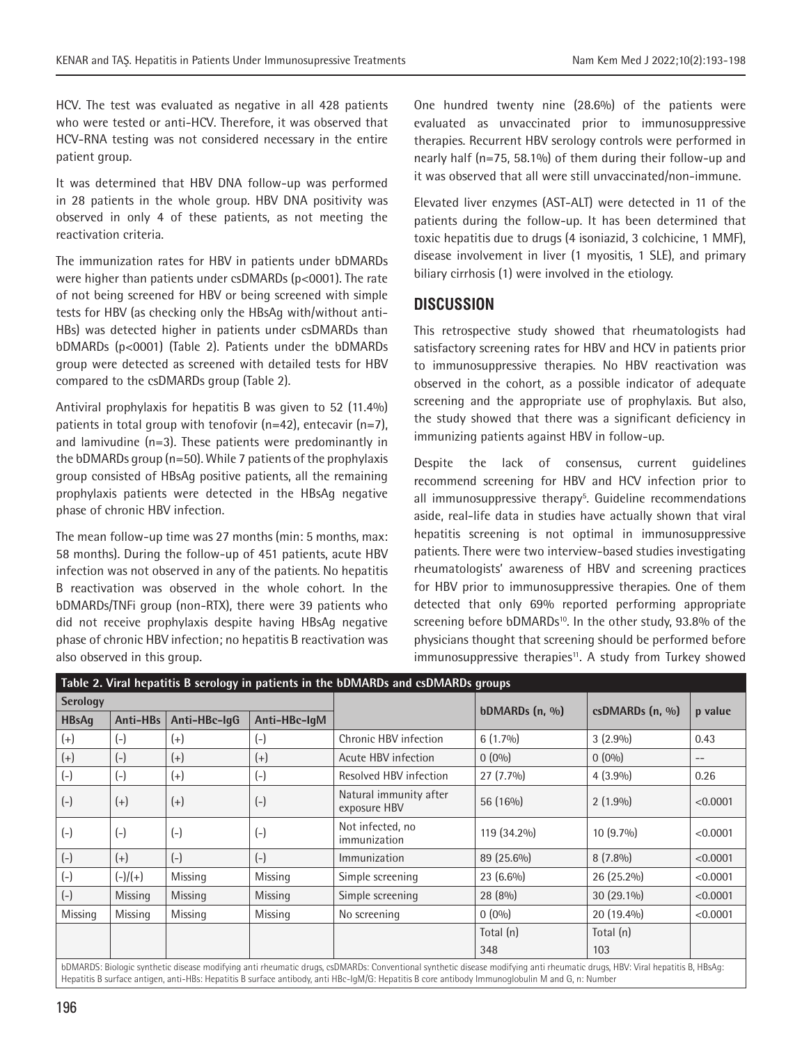HCV. The test was evaluated as negative in all 428 patients who were tested or anti-HCV. Therefore, it was observed that HCV-RNA testing was not considered necessary in the entire patient group.

It was determined that HBV DNA follow-up was performed in 28 patients in the whole group. HBV DNA positivity was observed in only 4 of these patients, as not meeting the reactivation criteria.

The immunization rates for HBV in patients under bDMARDs were higher than patients under csDMARDs (p<0001). The rate of not being screened for HBV or being screened with simple tests for HBV (as checking only the HBsAg with/without anti-HBs) was detected higher in patients under csDMARDs than bDMARDs (p<0001) (Table 2). Patients under the bDMARDs group were detected as screened with detailed tests for HBV compared to the csDMARDs group (Table 2).

Antiviral prophylaxis for hepatitis B was given to 52 (11.4%) patients in total group with tenofovir (n=42), entecavir (n=7), and lamivudine (n=3). These patients were predominantly in the bDMARDs group (n=50). While 7 patients of the prophylaxis group consisted of HBsAg positive patients, all the remaining prophylaxis patients were detected in the HBsAg negative phase of chronic HBV infection.

The mean follow-up time was 27 months (min: 5 months, max: 58 months). During the follow-up of 451 patients, acute HBV infection was not observed in any of the patients. No hepatitis B reactivation was observed in the whole cohort. In the bDMARDs/TNFi group (non-RTX), there were 39 patients who did not receive prophylaxis despite having HBsAg negative phase of chronic HBV infection; no hepatitis B reactivation was also observed in this group.

One hundred twenty nine (28.6%) of the patients were evaluated as unvaccinated prior to immunosuppressive therapies. Recurrent HBV serology controls were performed in nearly half (n=75, 58.1%) of them during their follow-up and it was observed that all were still unvaccinated/non-immune.

Elevated liver enzymes (AST-ALT) were detected in 11 of the patients during the follow-up. It has been determined that toxic hepatitis due to drugs (4 isoniazid, 3 colchicine, 1 MMF), disease involvement in liver (1 myositis, 1 SLE), and primary biliary cirrhosis (1) were involved in the etiology.

## DISCUSSION

This retrospective study showed that rheumatologists had satisfactory screening rates for HBV and HCV in patients prior to immunosuppressive therapies. No HBV reactivation was observed in the cohort, as a possible indicator of adequate screening and the appropriate use of prophylaxis. But also, the study showed that there was a significant deficiency in immunizing patients against HBV in follow-up.

Despite the lack of consensus, current guidelines recommend screening for HBV and HCV infection prior to all immunosuppressive therapy[5]. Guideline recommendations aside, real-life data in studies have actually shown that viral hepatitis screening is not optimal in immunosuppressive patients. There were two interview-based studies investigating rheumatologists' awareness of HBV and screening practices for HBV prior to immunosuppressive therapies. One of them detected that only 69% reported performing appropriate screening before bDMARDs[10]. In the other study, 93.8% of the physicians thought that screening should be performed before immunosuppressive therapies[11]. A study from Turkey showed

**Table 2. Viral hepatitis B serology in patients in the bDMARDs and csDMARDs groups**

| Serology | | | | | bDMARDs (n, %) | csDMARDs (n, %) | p value |
|---|---|---|---|---|---|---|---|
| HBsAg | Anti-HBs | Anti-HBc-IgG | Anti-HBc-IgM | | | | |
| (+) | (-) | (+) | (-) | Chronic HBV infection | 6 (1.7%) | 3 (2.9%) | 0.43 |
| (+) | (-) | (+) | (+) | Acute HBV infection | 0 (0%) | 0 (0%) | -- |
| (-) | (-) | (+) | (-) | Resolved HBV infection | 27 (7.7%) | 4 (3.9%) | 0.26 |
| (-) | (+) | (+) | (-) | Natural immunity after exposure HBV | 56 (16%) | 2 (1.9%) | <0.0001 |
| (-) | (-) | (-) | (-) | Not infected, no immunization | 119 (34.2%) | 10 (9.7%) | <0.0001 |
| (-) | (+) | (-) | (-) | Immunization | 89 (25.6%) | 8 (7.8%) | <0.0001 |
| (-) | (-)/(+) | Missing | Missing | Simple screening | 23 (6.6%) | 26 (25.2%) | <0.0001 |
| (-) | Missing | Missing | Missing | Simple screening | 28 (8%) | 30 (29.1%) | <0.0001 |
| Missing | Missing | Missing | Missing | No screening | 0 (0%) | 20 (19.4%) | <0.0001 |
| | | | | | Total (n) | Total (n) | |
| | | | | | 348 | 103 | |

bDMARDS: Biologic synthetic disease modifying anti rheumatic drugs, csDMARDs: Conventional synthetic disease modifying anti rheumatic drugs, HBV: Viral hepatitis B, HBsAg: Hepatitis B surface antigen, anti-HBs: Hepatitis B surface antibody, anti HBc-IgM/G: Hepatitis B core antibody Immunoglobulin M and G, n: Number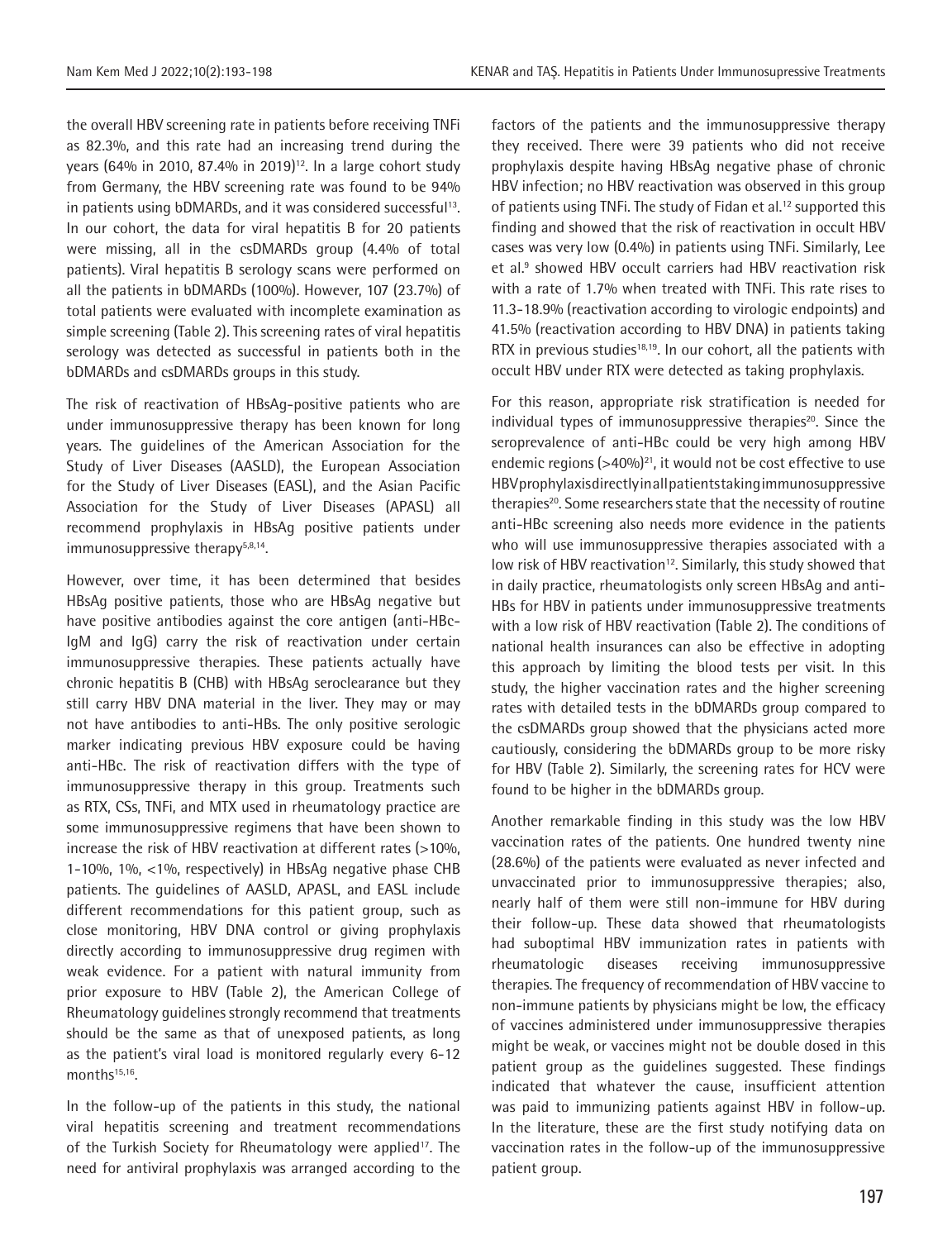the overall HBV screening rate in patients before receiving TNFi as 82.3%, and this rate had an increasing trend during the years (64% in 2010, 87.4% in 2019)[12]. In a large cohort study from Germany, the HBV screening rate was found to be 94% in patients using bDMARDs, and it was considered successful[13]. In our cohort, the data for viral hepatitis B for 20 patients were missing, all in the csDMARDs group (4.4% of total patients). Viral hepatitis B serology scans were performed on all the patients in bDMARDs (100%). However, 107 (23.7%) of total patients were evaluated with incomplete examination as simple screening (Table 2). This screening rates of viral hepatitis serology was detected as successful in patients both in the bDMARDs and csDMARDs groups in this study.

The risk of reactivation of HBsAg-positive patients who are under immunosuppressive therapy has been known for long years. The guidelines of the American Association for the Study of Liver Diseases (AASLD), the European Association for the Study of Liver Diseases (EASL), and the Asian Pacific Association for the Study of Liver Diseases (APASL) all recommend prophylaxis in HBsAg positive patients under immunosuppressive therapy[5,8,14].

However, over time, it has been determined that besides HBsAg positive patients, those who are HBsAg negative but have positive antibodies against the core antigen (anti-HBc-IgM and IgG) carry the risk of reactivation under certain immunosuppressive therapies. These patients actually have chronic hepatitis B (CHB) with HBsAg seroclearance but they still carry HBV DNA material in the liver. They may or may not have antibodies to anti-HBs. The only positive serologic marker indicating previous HBV exposure could be having anti-HBc. The risk of reactivation differs with the type of immunosuppressive therapy in this group. Treatments such as RTX, CSs, TNFi, and MTX used in rheumatology practice are some immunosuppressive regimens that have been shown to increase the risk of HBV reactivation at different rates (>10%, 1-10%, 1%, <1%, respectively) in HBsAg negative phase CHB patients. The guidelines of AASLD, APASL, and EASL include different recommendations for this patient group, such as close monitoring, HBV DNA control or giving prophylaxis directly according to immunosuppressive drug regimen with weak evidence. For a patient with natural immunity from prior exposure to HBV (Table 2), the American College of Rheumatology guidelines strongly recommend that treatments should be the same as that of unexposed patients, as long as the patient's viral load is monitored regularly every 6-12 months[15,16].

In the follow-up of the patients in this study, the national viral hepatitis screening and treatment recommendations of the Turkish Society for Rheumatology were applied[17]. The need for antiviral prophylaxis was arranged according to the factors of the patients and the immunosuppressive therapy they received. There were 39 patients who did not receive prophylaxis despite having HBsAg negative phase of chronic HBV infection; no HBV reactivation was observed in this group of patients using TNFi. The study of Fidan et al.[12] supported this finding and showed that the risk of reactivation in occult HBV cases was very low (0.4%) in patients using TNFi. Similarly, Lee et al.[9] showed HBV occult carriers had HBV reactivation risk with a rate of 1.7% when treated with TNFi. This rate rises to 11.3-18.9% (reactivation according to virologic endpoints) and 41.5% (reactivation according to HBV DNA) in patients taking RTX in previous studies[18,19]. In our cohort, all the patients with occult HBV under RTX were detected as taking prophylaxis.

For this reason, appropriate risk stratification is needed for individual types of immunosuppressive therapies[20]. Since the seroprevalence of anti-HBc could be very high among HBV endemic regions (>40%)[21], it would not be cost effective to use HBV prophylaxis directly in all patients taking immunosuppressive therapies[20]. Some researchers state that the necessity of routine anti-HBc screening also needs more evidence in the patients who will use immunosuppressive therapies associated with a low risk of HBV reactivation[12]. Similarly, this study showed that in daily practice, rheumatologists only screen HBsAg and anti-HBs for HBV in patients under immunosuppressive treatments with a low risk of HBV reactivation (Table 2). The conditions of national health insurances can also be effective in adopting this approach by limiting the blood tests per visit. In this study, the higher vaccination rates and the higher screening rates with detailed tests in the bDMARDs group compared to the csDMARDs group showed that the physicians acted more cautiously, considering the bDMARDs group to be more risky for HBV (Table 2). Similarly, the screening rates for HCV were found to be higher in the bDMARDs group.

Another remarkable finding in this study was the low HBV vaccination rates of the patients. One hundred twenty nine (28.6%) of the patients were evaluated as never infected and unvaccinated prior to immunosuppressive therapies; also, nearly half of them were still non-immune for HBV during their follow-up. These data showed that rheumatologists had suboptimal HBV immunization rates in patients with rheumatologic diseases receiving immunosuppressive therapies. The frequency of recommendation of HBV vaccine to non-immune patients by physicians might be low, the efficacy of vaccines administered under immunosuppressive therapies might be weak, or vaccines might not be double dosed in this patient group as the guidelines suggested. These findings indicated that whatever the cause, insufficient attention was paid to immunizing patients against HBV in follow-up. In the literature, these are the first study notifying data on vaccination rates in the follow-up of the immunosuppressive patient group.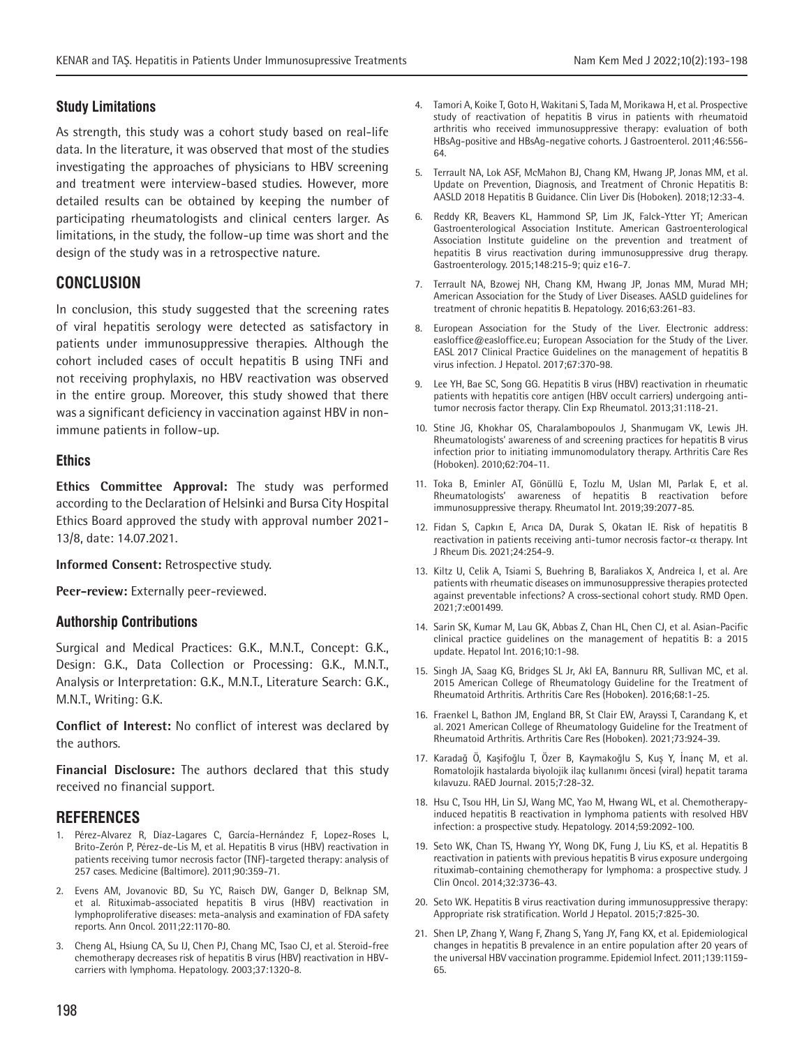## Study Limitations

As strength, this study was a cohort study based on real-life data. In the literature, it was observed that most of the studies investigating the approaches of physicians to HBV screening and treatment were interview-based studies. However, more detailed results can be obtained by keeping the number of participating rheumatologists and clinical centers larger. As limitations, in the study, the follow-up time was short and the design of the study was in a retrospective nature.

## CONCLUSION

In conclusion, this study suggested that the screening rates of viral hepatitis serology were detected as satisfactory in patients under immunosuppressive therapies. Although the cohort included cases of occult hepatitis B using TNFi and not receiving prophylaxis, no HBV reactivation was observed in the entire group. Moreover, this study showed that there was a significant deficiency in vaccination against HBV in non-immune patients in follow-up.

### Ethics

**Ethics Committee Approval:** The study was performed according to the Declaration of Helsinki and Bursa City Hospital Ethics Board approved the study with approval number 2021-13/8, date: 14.07.2021.

**Informed Consent:** Retrospective study.

**Peer-review:** Externally peer-reviewed.

### Authorship Contributions

Surgical and Medical Practices: G.K., M.N.T., Concept: G.K., Design: G.K., Data Collection or Processing: G.K., M.N.T., Analysis or Interpretation: G.K., M.N.T., Literature Search: G.K., M.N.T., Writing: G.K.

**Conflict of Interest:** No conflict of interest was declared by the authors.

**Financial Disclosure:** The authors declared that this study received no financial support.

## REFERENCES

1. Pérez-Alvarez R, Díaz-Lagares C, García-Hernández F, Lopez-Roses L, Brito-Zerón P, Pérez-de-Lis M, et al. Hepatitis B virus (HBV) reactivation in patients receiving tumor necrosis factor (TNF)-targeted therapy: analysis of 257 cases. Medicine (Baltimore). 2011;90:359-71.
2. Evens AM, Jovanovic BD, Su YC, Raisch DW, Ganger D, Belknap SM, et al. Rituximab-associated hepatitis B virus (HBV) reactivation in lymphoproliferative diseases: meta-analysis and examination of FDA safety reports. Ann Oncol. 2011;22:1170-80.
3. Cheng AL, Hsiung CA, Su IJ, Chen PJ, Chang MC, Tsao CJ, et al. Steroid-free chemotherapy decreases risk of hepatitis B virus (HBV) reactivation in HBV-carriers with lymphoma. Hepatology. 2003;37:1320-8.
4. Tamori A, Koike T, Goto H, Wakitani S, Tada M, Morikawa H, et al. Prospective study of reactivation of hepatitis B virus in patients with rheumatoid arthritis who received immunosuppressive therapy: evaluation of both HBsAg-positive and HBsAg-negative cohorts. J Gastroenterol. 2011;46:556-64.
5. Terrault NA, Lok ASF, McMahon BJ, Chang KM, Hwang JP, Jonas MM, et al. Update on Prevention, Diagnosis, and Treatment of Chronic Hepatitis B: AASLD 2018 Hepatitis B Guidance. Clin Liver Dis (Hoboken). 2018;12:33-4.
6. Reddy KR, Beavers KL, Hammond SP, Lim JK, Falck-Ytter YT; American Gastroenterological Association Institute. American Gastroenterological Association Institute guideline on the prevention and treatment of hepatitis B virus reactivation during immunosuppressive drug therapy. Gastroenterology. 2015;148:215-9; quiz e16-7.
7. Terrault NA, Bzowej NH, Chang KM, Hwang JP, Jonas MM, Murad MH; American Association for the Study of Liver Diseases. AASLD guidelines for treatment of chronic hepatitis B. Hepatology. 2016;63:261-83.
8. European Association for the Study of the Liver. Electronic address: easloffice@easloffice.eu; European Association for the Study of the Liver. EASL 2017 Clinical Practice Guidelines on the management of hepatitis B virus infection. J Hepatol. 2017;67:370-98.
9. Lee YH, Bae SC, Song GG. Hepatitis B virus (HBV) reactivation in rheumatic patients with hepatitis core antigen (HBV occult carriers) undergoing anti-tumor necrosis factor therapy. Clin Exp Rheumatol. 2013;31:118-21.
10. Stine JG, Khokhar OS, Charalambopoulos J, Shanmugam VK, Lewis JH. Rheumatologists' awareness of and screening practices for hepatitis B virus infection prior to initiating immunomodulatory therapy. Arthritis Care Res (Hoboken). 2010;62:704-11.
11. Toka B, Eminler AT, Gönüllü E, Tozlu M, Uslan MI, Parlak E, et al. Rheumatologists' awareness of hepatitis B reactivation before immunosuppressive therapy. Rheumatol Int. 2019;39:2077-85.
12. Fidan S, Capkın E, Arıca DA, Durak S, Okatan IE. Risk of hepatitis B reactivation in patients receiving anti-tumor necrosis factor-α therapy. Int J Rheum Dis. 2021;24:254-9.
13. Kiltz U, Celik A, Tsiami S, Buehring B, Baraliakos X, Andreica I, et al. Are patients with rheumatic diseases on immunosuppressive therapies protected against preventable infections? A cross-sectional cohort study. RMD Open. 2021;7:e001499.
14. Sarin SK, Kumar M, Lau GK, Abbas Z, Chan HL, Chen CJ, et al. Asian-Pacific clinical practice guidelines on the management of hepatitis B: a 2015 update. Hepatol Int. 2016;10:1-98.
15. Singh JA, Saag KG, Bridges SL Jr, Akl EA, Bannuru RR, Sullivan MC, et al. 2015 American College of Rheumatology Guideline for the Treatment of Rheumatoid Arthritis. Arthritis Care Res (Hoboken). 2016;68:1-25.
16. Fraenkel L, Bathon JM, England BR, St Clair EW, Arayssi T, Carandang K, et al. 2021 American College of Rheumatology Guideline for the Treatment of Rheumatoid Arthritis. Arthritis Care Res (Hoboken). 2021;73:924-39.
17. Karadağ Ö, Kaşifoğlu T, Özer B, Kaymakoğlu S, Kuş Y, İnanç M, et al. Romatolojik hastalarda biyolojik ilaç kullanımı öncesi (viral) hepatit tarama kılavuzu. RAED Journal. 2015;7:28-32.
18. Hsu C, Tsou HH, Lin SJ, Wang MC, Yao M, Hwang WL, et al. Chemotherapy-induced hepatitis B reactivation in lymphoma patients with resolved HBV infection: a prospective study. Hepatology. 2014;59:2092-100.
19. Seto WK, Chan TS, Hwang YY, Wong DK, Fung J, Liu KS, et al. Hepatitis B reactivation in patients with previous hepatitis B virus exposure undergoing rituximab-containing chemotherapy for lymphoma: a prospective study. J Clin Oncol. 2014;32:3736-43.
20. Seto WK. Hepatitis B virus reactivation during immunosuppressive therapy: Appropriate risk stratification. World J Hepatol. 2015;7:825-30.
21. Shen LP, Zhang Y, Wang F, Zhang S, Yang JY, Fang KX, et al. Epidemiological changes in hepatitis B prevalence in an entire population after 20 years of the universal HBV vaccination programme. Epidemiol Infect. 2011;139:1159-65.